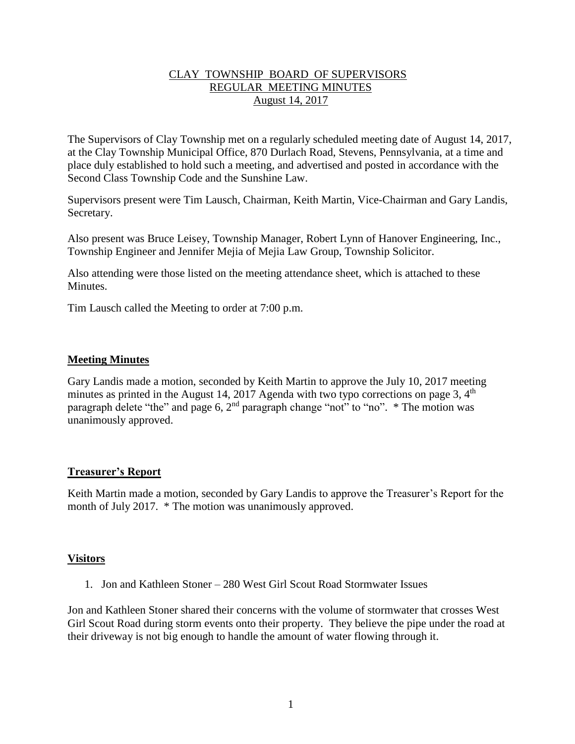# CLAY TOWNSHIP BOARD OF SUPERVISORS
## REGULAR MEETING MINUTES
## August 14, 2017

The Supervisors of Clay Township met on a regularly scheduled meeting date of August 14, 2017, at the Clay Township Municipal Office, 870 Durlach Road, Stevens, Pennsylvania, at a time and place duly established to hold such a meeting, and advertised and posted in accordance with the Second Class Township Code and the Sunshine Law.

Supervisors present were Tim Lausch, Chairman, Keith Martin, Vice-Chairman and Gary Landis, Secretary.

Also present was Bruce Leisey, Township Manager, Robert Lynn of Hanover Engineering, Inc., Township Engineer and Jennifer Mejia of Mejia Law Group, Township Solicitor.

Also attending were those listed on the meeting attendance sheet, which is attached to these Minutes.

Tim Lausch called the Meeting to order at 7:00 p.m.

### Meeting Minutes

Gary Landis made a motion, seconded by Keith Martin to approve the July 10, 2017 meeting minutes as printed in the August 14, 2017 Agenda with two typo corrections on page 3, 4th paragraph delete "the" and page 6, 2nd paragraph change "not" to "no". * The motion was unanimously approved.

### Treasurer's Report

Keith Martin made a motion, seconded by Gary Landis to approve the Treasurer's Report for the month of July 2017. * The motion was unanimously approved.

### Visitors

1. Jon and Kathleen Stoner – 280 West Girl Scout Road Stormwater Issues

Jon and Kathleen Stoner shared their concerns with the volume of stormwater that crosses West Girl Scout Road during storm events onto their property. They believe the pipe under the road at their driveway is not big enough to handle the amount of water flowing through it.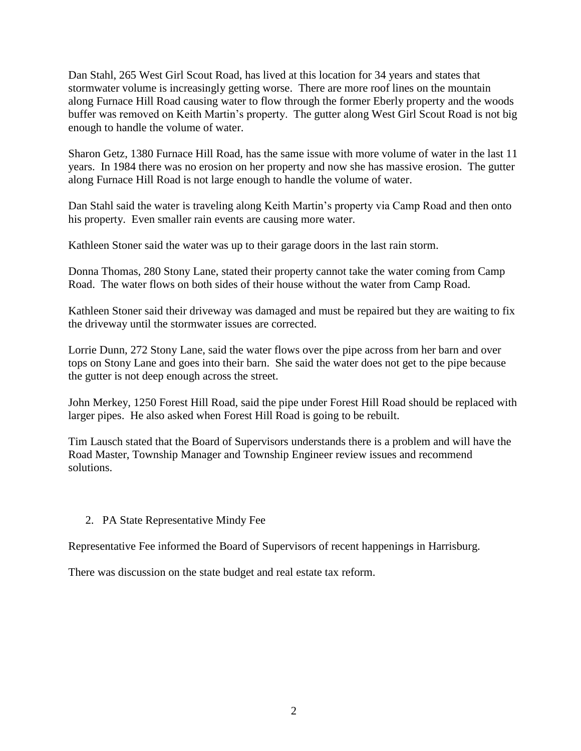Dan Stahl, 265 West Girl Scout Road, has lived at this location for 34 years and states that stormwater volume is increasingly getting worse. There are more roof lines on the mountain along Furnace Hill Road causing water to flow through the former Eberly property and the woods buffer was removed on Keith Martin's property. The gutter along West Girl Scout Road is not big enough to handle the volume of water.

Sharon Getz, 1380 Furnace Hill Road, has the same issue with more volume of water in the last 11 years. In 1984 there was no erosion on her property and now she has massive erosion. The gutter along Furnace Hill Road is not large enough to handle the volume of water.

Dan Stahl said the water is traveling along Keith Martin's property via Camp Road and then onto his property. Even smaller rain events are causing more water.

Kathleen Stoner said the water was up to their garage doors in the last rain storm.

Donna Thomas, 280 Stony Lane, stated their property cannot take the water coming from Camp Road. The water flows on both sides of their house without the water from Camp Road.

Kathleen Stoner said their driveway was damaged and must be repaired but they are waiting to fix the driveway until the stormwater issues are corrected.

Lorrie Dunn, 272 Stony Lane, said the water flows over the pipe across from her barn and over tops on Stony Lane and goes into their barn. She said the water does not get to the pipe because the gutter is not deep enough across the street.

John Merkey, 1250 Forest Hill Road, said the pipe under Forest Hill Road should be replaced with larger pipes. He also asked when Forest Hill Road is going to be rebuilt.

Tim Lausch stated that the Board of Supervisors understands there is a problem and will have the Road Master, Township Manager and Township Engineer review issues and recommend solutions.

2. PA State Representative Mindy Fee

Representative Fee informed the Board of Supervisors of recent happenings in Harrisburg.

There was discussion on the state budget and real estate tax reform.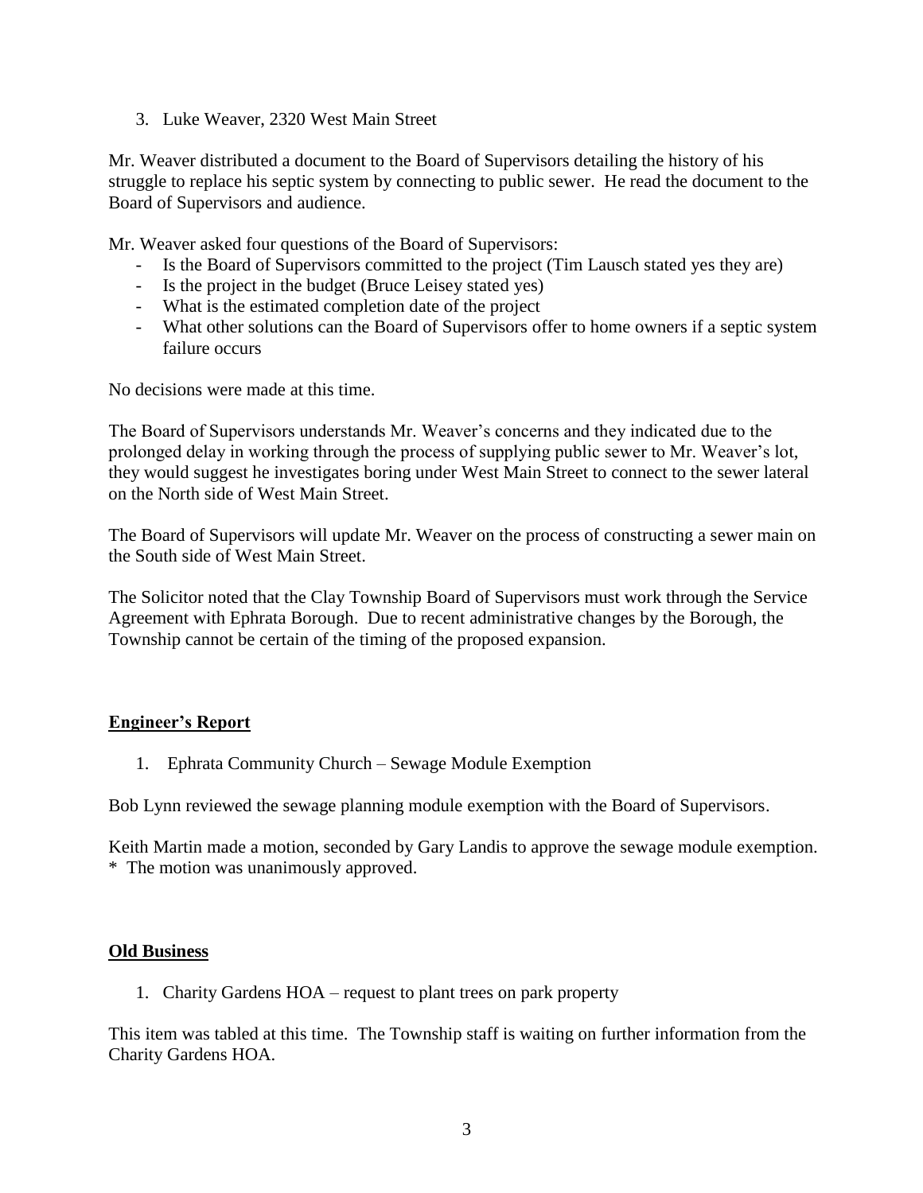3. Luke Weaver, 2320 West Main Street

Mr. Weaver distributed a document to the Board of Supervisors detailing the history of his struggle to replace his septic system by connecting to public sewer. He read the document to the Board of Supervisors and audience.

Mr. Weaver asked four questions of the Board of Supervisors:

- Is the Board of Supervisors committed to the project (Tim Lausch stated yes they are)
- Is the project in the budget (Bruce Leisey stated yes)
- What is the estimated completion date of the project
- What other solutions can the Board of Supervisors offer to home owners if a septic system failure occurs

No decisions were made at this time.

The Board of Supervisors understands Mr. Weaver's concerns and they indicated due to the prolonged delay in working through the process of supplying public sewer to Mr. Weaver's lot, they would suggest he investigates boring under West Main Street to connect to the sewer lateral on the North side of West Main Street.

The Board of Supervisors will update Mr. Weaver on the process of constructing a sewer main on the South side of West Main Street.

The Solicitor noted that the Clay Township Board of Supervisors must work through the Service Agreement with Ephrata Borough. Due to recent administrative changes by the Borough, the Township cannot be certain of the timing of the proposed expansion.

## Engineer's Report

1. Ephrata Community Church – Sewage Module Exemption

Bob Lynn reviewed the sewage planning module exemption with the Board of Supervisors.

Keith Martin made a motion, seconded by Gary Landis to approve the sewage module exemption.
* The motion was unanimously approved.

## Old Business

1. Charity Gardens HOA – request to plant trees on park property

This item was tabled at this time. The Township staff is waiting on further information from the Charity Gardens HOA.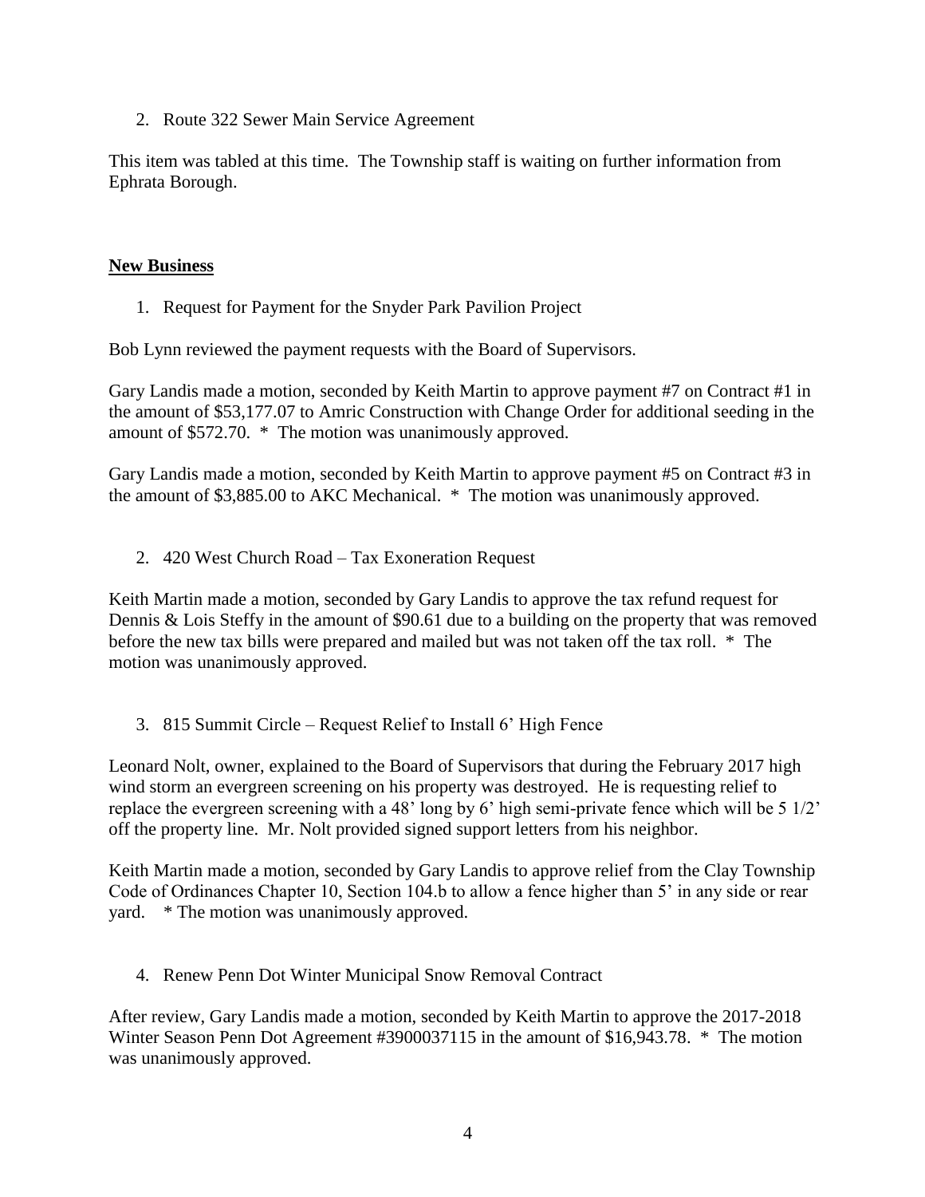2. Route 322 Sewer Main Service Agreement

This item was tabled at this time. The Township staff is waiting on further information from Ephrata Borough.

**New Business**

1. Request for Payment for the Snyder Park Pavilion Project

Bob Lynn reviewed the payment requests with the Board of Supervisors.

Gary Landis made a motion, seconded by Keith Martin to approve payment #7 on Contract #1 in the amount of $53,177.07 to Amric Construction with Change Order for additional seeding in the amount of $572.70. * The motion was unanimously approved.

Gary Landis made a motion, seconded by Keith Martin to approve payment #5 on Contract #3 in the amount of $3,885.00 to AKC Mechanical. * The motion was unanimously approved.

2. 420 West Church Road – Tax Exoneration Request

Keith Martin made a motion, seconded by Gary Landis to approve the tax refund request for Dennis & Lois Steffy in the amount of $90.61 due to a building on the property that was removed before the new tax bills were prepared and mailed but was not taken off the tax roll. * The motion was unanimously approved.

3. 815 Summit Circle – Request Relief to Install 6' High Fence

Leonard Nolt, owner, explained to the Board of Supervisors that during the February 2017 high wind storm an evergreen screening on his property was destroyed. He is requesting relief to replace the evergreen screening with a 48' long by 6' high semi-private fence which will be 5 1/2' off the property line. Mr. Nolt provided signed support letters from his neighbor.

Keith Martin made a motion, seconded by Gary Landis to approve relief from the Clay Township Code of Ordinances Chapter 10, Section 104.b to allow a fence higher than 5' in any side or rear yard. * The motion was unanimously approved.

4. Renew Penn Dot Winter Municipal Snow Removal Contract

After review, Gary Landis made a motion, seconded by Keith Martin to approve the 2017-2018 Winter Season Penn Dot Agreement #3900037115 in the amount of $16,943.78. * The motion was unanimously approved.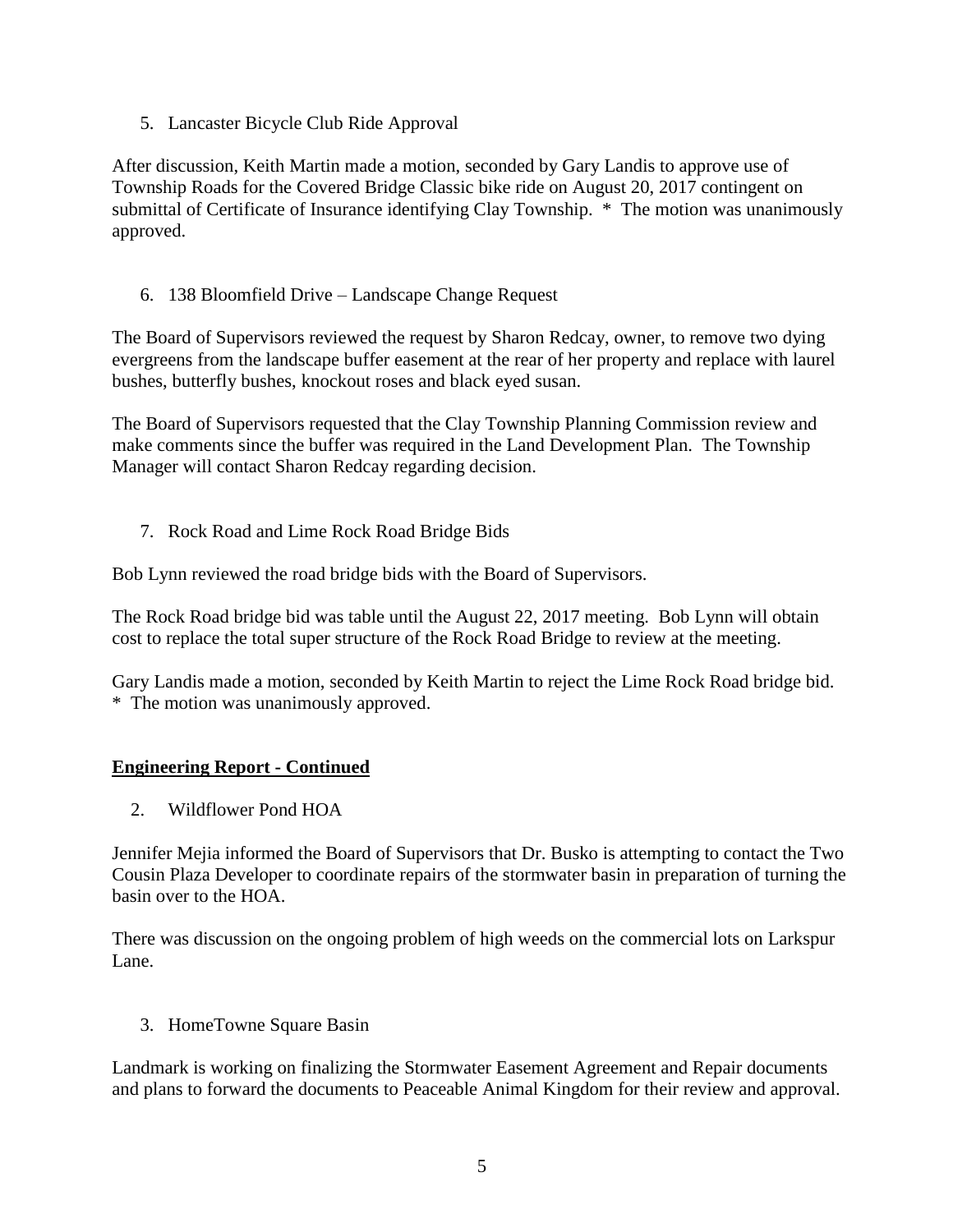5. Lancaster Bicycle Club Ride Approval

After discussion, Keith Martin made a motion, seconded by Gary Landis to approve use of Township Roads for the Covered Bridge Classic bike ride on August 20, 2017 contingent on submittal of Certificate of Insurance identifying Clay Township. * The motion was unanimously approved.

6. 138 Bloomfield Drive – Landscape Change Request

The Board of Supervisors reviewed the request by Sharon Redcay, owner, to remove two dying evergreens from the landscape buffer easement at the rear of her property and replace with laurel bushes, butterfly bushes, knockout roses and black eyed susan.

The Board of Supervisors requested that the Clay Township Planning Commission review and make comments since the buffer was required in the Land Development Plan. The Township Manager will contact Sharon Redcay regarding decision.

7. Rock Road and Lime Rock Road Bridge Bids

Bob Lynn reviewed the road bridge bids with the Board of Supervisors.

The Rock Road bridge bid was table until the August 22, 2017 meeting. Bob Lynn will obtain cost to replace the total super structure of the Rock Road Bridge to review at the meeting.

Gary Landis made a motion, seconded by Keith Martin to reject the Lime Rock Road bridge bid. * The motion was unanimously approved.

**Engineering Report - Continued**

2. Wildflower Pond HOA

Jennifer Mejia informed the Board of Supervisors that Dr. Busko is attempting to contact the Two Cousin Plaza Developer to coordinate repairs of the stormwater basin in preparation of turning the basin over to the HOA.

There was discussion on the ongoing problem of high weeds on the commercial lots on Larkspur Lane.

3. HomeTowne Square Basin

Landmark is working on finalizing the Stormwater Easement Agreement and Repair documents and plans to forward the documents to Peaceable Animal Kingdom for their review and approval.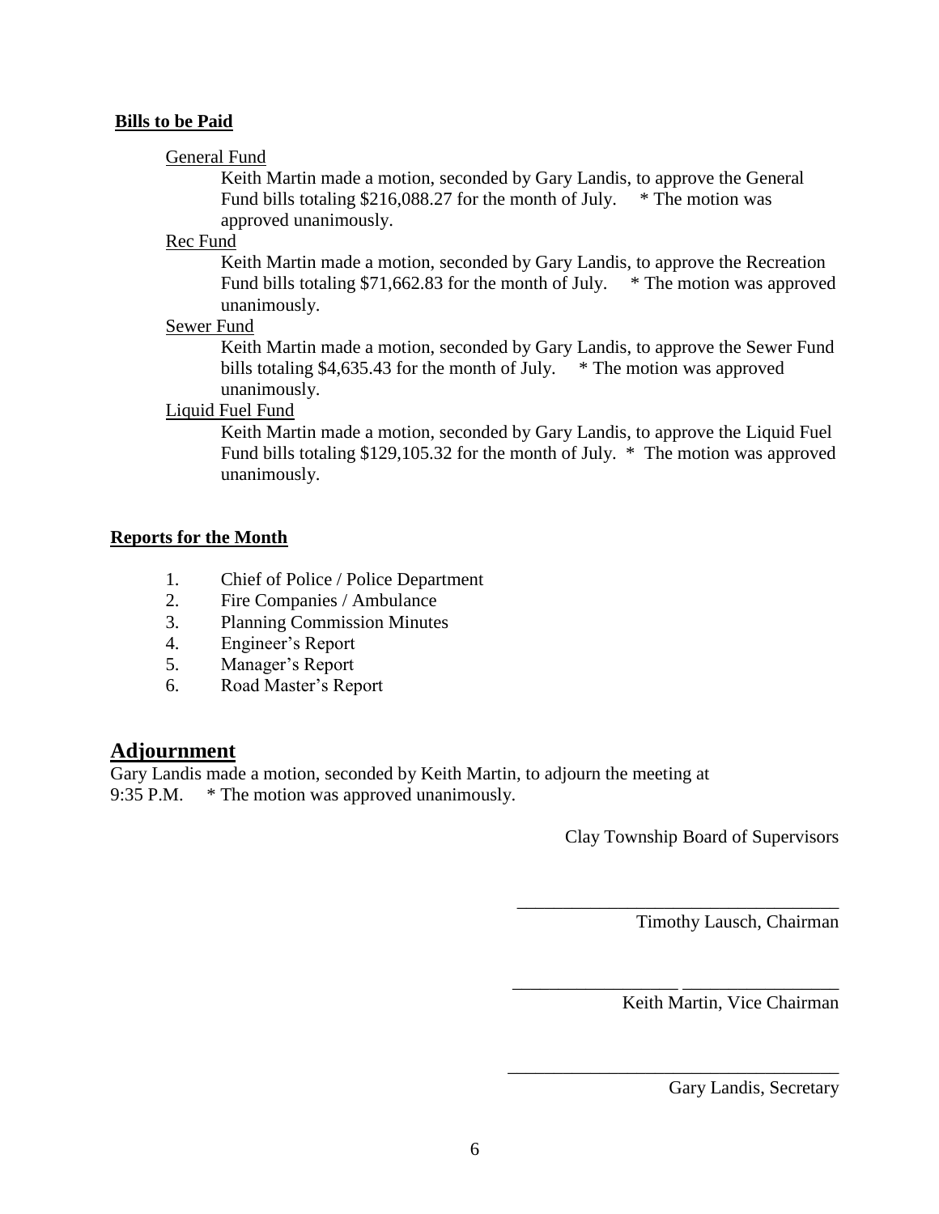**Bills to be Paid**

General Fund

Keith Martin made a motion, seconded by Gary Landis, to approve the General Fund bills totaling $216,088.27 for the month of July. * The motion was approved unanimously.

Rec Fund

Keith Martin made a motion, seconded by Gary Landis, to approve the Recreation Fund bills totaling $71,662.83 for the month of July. * The motion was approved unanimously.

Sewer Fund

Keith Martin made a motion, seconded by Gary Landis, to approve the Sewer Fund bills totaling $4,635.43 for the month of July. * The motion was approved unanimously.

Liquid Fuel Fund

Keith Martin made a motion, seconded by Gary Landis, to approve the Liquid Fuel Fund bills totaling $129,105.32 for the month of July. * The motion was approved unanimously.

**Reports for the Month**

1. Chief of Police / Police Department
2. Fire Companies / Ambulance
3. Planning Commission Minutes
4. Engineer's Report
5. Manager's Report
6. Road Master's Report

## Adjournment

Gary Landis made a motion, seconded by Keith Martin, to adjourn the meeting at 9:35 P.M. * The motion was approved unanimously.

Clay Township Board of Supervisors

_________________________________
Timothy Lausch, Chairman

_________________________________
Keith Martin, Vice Chairman

_________________________________
Gary Landis, Secretary